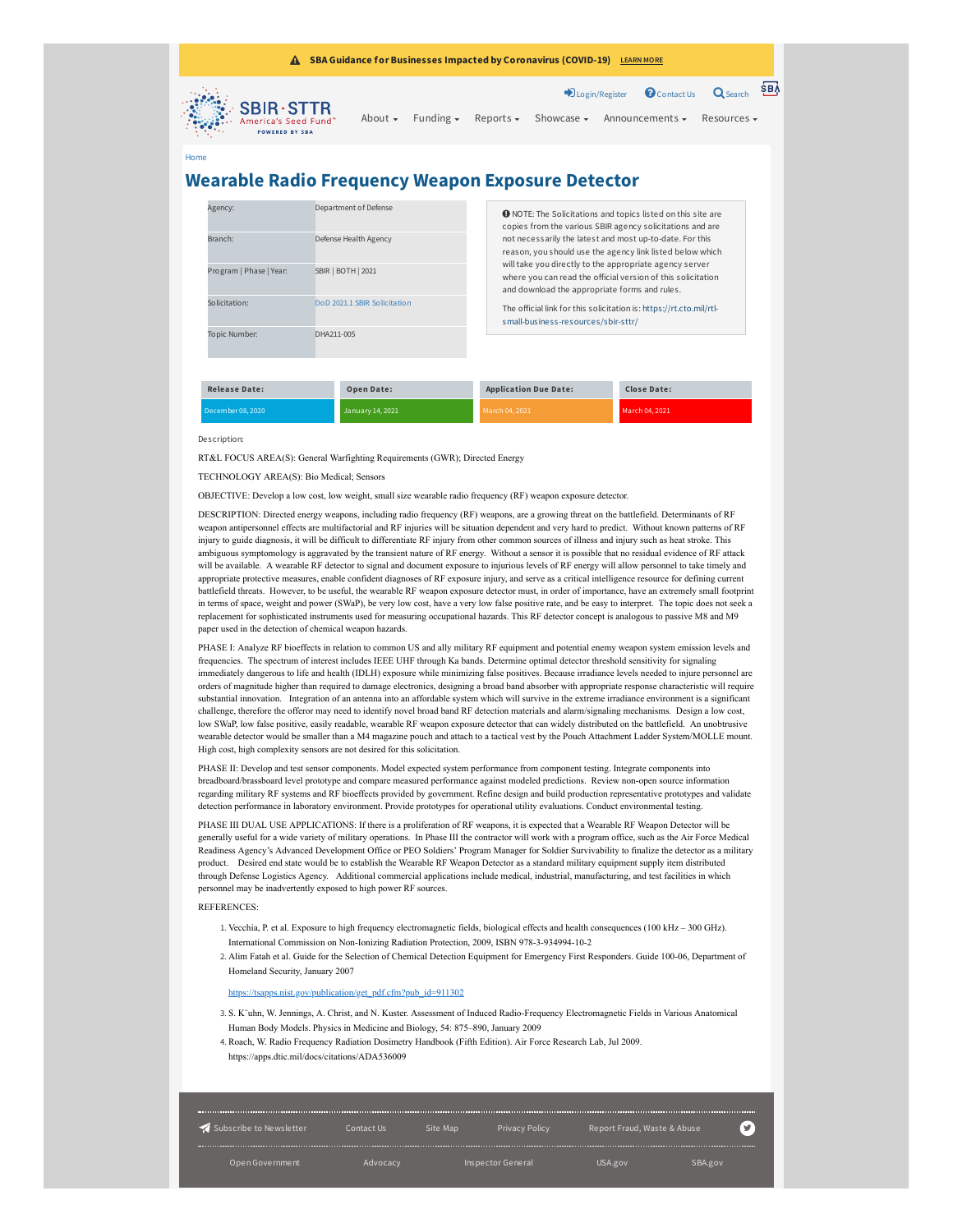SBA Guidance for Businesses Impacted by Coronavirus (COVID-19) LEARN MORE

Login/Register Contact Us Search

SBIR · STTR America's Seed Fund™ POWERED BY SBA

About Funding Reports Showcase Announcements Resources

Home

# Wearable Radio Frequency Weapon Exposure Detector

| | |
|---|---|
| Agency: | Department of Defense |
| Branch: | Defense Health Agency |
| Program \| Phase \| Year: | SBIR \| BOTH \| 2021 |
| Solicitation: | DoD 2021.1 SBIR Solicitation |
| Topic Number: | DHA211-005 |

NOTE: The Solicitations and topics listed on this site are copies from the various SBIR agency solicitations and are not necessarily the latest and most up-to-date. For this reason, you should use the agency link listed below which will take you directly to the appropriate agency server where you can read the official version of this solicitation and download the appropriate forms and rules.

The official link for this solicitation is: https://rt.cto.mil/rtl-small-business-resources/sbir-sttr/

| Release Date: | Open Date: | Application Due Date: | Close Date: |
|---|---|---|---|
| December 08, 2020 | January 14, 2021 | March 04, 2021 | March 04, 2021 |

Description:

RT&L FOCUS AREA(S): General Warfighting Requirements (GWR); Directed Energy

TECHNOLOGY AREA(S): Bio Medical; Sensors

OBJECTIVE: Develop a low cost, low weight, small size wearable radio frequency (RF) weapon exposure detector.

DESCRIPTION: Directed energy weapons, including radio frequency (RF) weapons, are a growing threat on the battlefield. Determinants of RF weapon antipersonnel effects are multifactorial and RF injuries will be situation dependent and very hard to predict. Without known patterns of RF injury to guide diagnosis, it will be difficult to differentiate RF injury from other common sources of illness and injury such as heat stroke. This ambiguous symptomology is aggravated by the transient nature of RF energy. Without a sensor it is possible that no residual evidence of RF attack will be available. A wearable RF detector to signal and document exposure to injurious levels of RF energy will allow personnel to take timely and appropriate protective measures, enable confident diagnoses of RF exposure injury, and serve as a critical intelligence resource for defining current battlefield threats. However, to be useful, the wearable RF weapon exposure detector must, in order of importance, have an extremely small footprint in terms of space, weight and power (SWaP), be very low cost, have a very low false positive rate, and be easy to interpret. The topic does not seek a replacement for sophisticated instruments used for measuring occupational hazards. This RF detector concept is analogous to passive M8 and M9 paper used in the detection of chemical weapon hazards.

PHASE I: Analyze RF bioeffects in relation to common US and ally military RF equipment and potential enemy weapon system emission levels and frequencies. The spectrum of interest includes IEEE UHF through Ka bands. Determine optimal detector threshold sensitivity for signaling immediately dangerous to life and health (IDLH) exposure while minimizing false positives. Because irradiance levels needed to injure personnel are orders of magnitude higher than required to damage electronics, designing a broad band absorber with appropriate response characteristic will require substantial innovation. Integration of an antenna into an affordable system which will survive in the extreme irradiance environment is a significant challenge, therefore the offeror may need to identify novel broad band RF detection materials and alarm/signaling mechanisms. Design a low cost, low SWaP, low false positive, easily readable, wearable RF weapon exposure detector that can widely distributed on the battlefield. An unobtrusive wearable detector would be smaller than a M4 magazine pouch and attach to a tactical vest by the Pouch Attachment Ladder System/MOLLE mount. High cost, high complexity sensors are not desired for this solicitation.

PHASE II: Develop and test sensor components. Model expected system performance from component testing. Integrate components into breadboard/brassboard level prototype and compare measured performance against modeled predictions. Review non-open source information regarding military RF systems and RF bioeffects provided by government. Refine design and build production representative prototypes and validate detection performance in laboratory environment. Provide prototypes for operational utility evaluations. Conduct environmental testing.

PHASE III DUAL USE APPLICATIONS: If there is a proliferation of RF weapons, it is expected that a Wearable RF Weapon Detector will be generally useful for a wide variety of military operations. In Phase III the contractor will work with a program office, such as the Air Force Medical Readiness Agency's Advanced Development Office or PEO Soldiers' Program Manager for Soldier Survivability to finalize the detector as a military product. Desired end state would be to establish the Wearable RF Weapon Detector as a standard military equipment supply item distributed through Defense Logistics Agency. Additional commercial applications include medical, industrial, manufacturing, and test facilities in which personnel may be inadvertently exposed to high power RF sources.

REFERENCES:

1. Vecchia, P. et al. Exposure to high frequency electromagnetic fields, biological effects and health consequences (100 kHz – 300 GHz). International Commission on Non-Ionizing Radiation Protection, 2009, ISBN 978-3-934994-10-2
2. Alim Fatah et al. Guide for the Selection of Chemical Detection Equipment for Emergency First Responders. Guide 100-06, Department of Homeland Security, January 2007

   https://tsapps.nist.gov/publication/get_pdf.cfm?pub_id=911302
3. S. K¨uhn, W. Jennings, A. Christ, and N. Kuster. Assessment of Induced Radio-Frequency Electromagnetic Fields in Various Anatomical Human Body Models. Physics in Medicine and Biology, 54: 875–890, January 2009
4. Roach, W. Radio Frequency Radiation Dosimetry Handbook (Fifth Edition). Air Force Research Lab, Jul 2009. https://apps.dtic.mil/docs/citations/ADA536009

Subscribe to Newsletter | Contact Us | Site Map | Privacy Policy | Report Fraud, Waste & Abuse

Open Government | Advocacy | Inspector General | USA.gov | SBA.gov